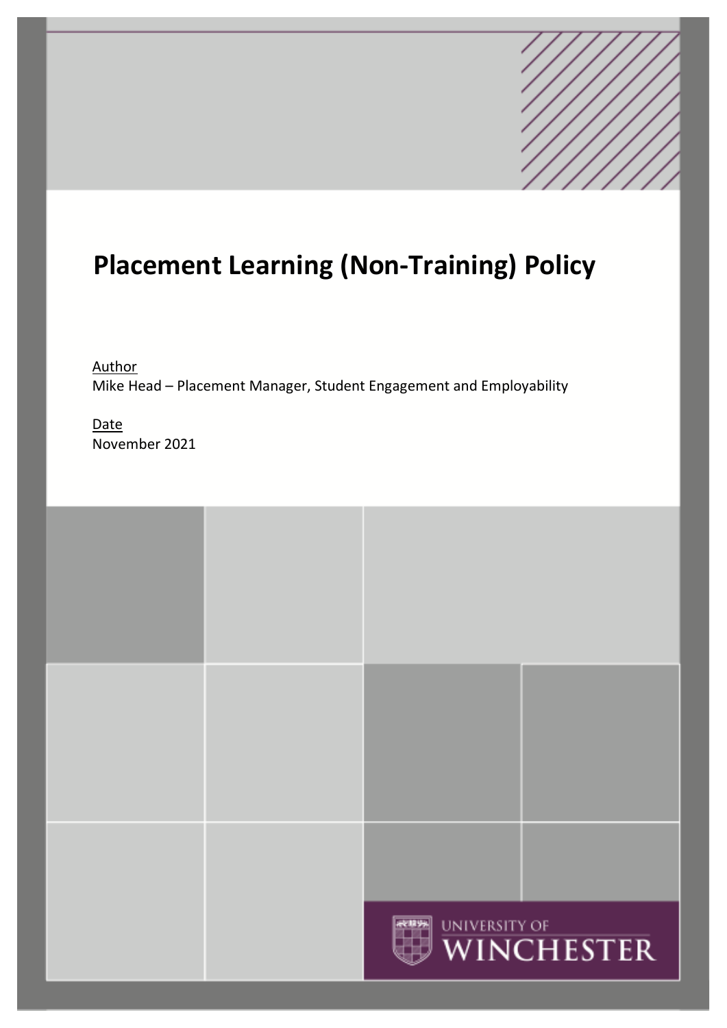# Placement Learning (Non-Training) Policy

Author
Mike Head – Placement Manager, Student Engagement and Employability

Date
November 2021

UNIVERSITY OF WINCHESTER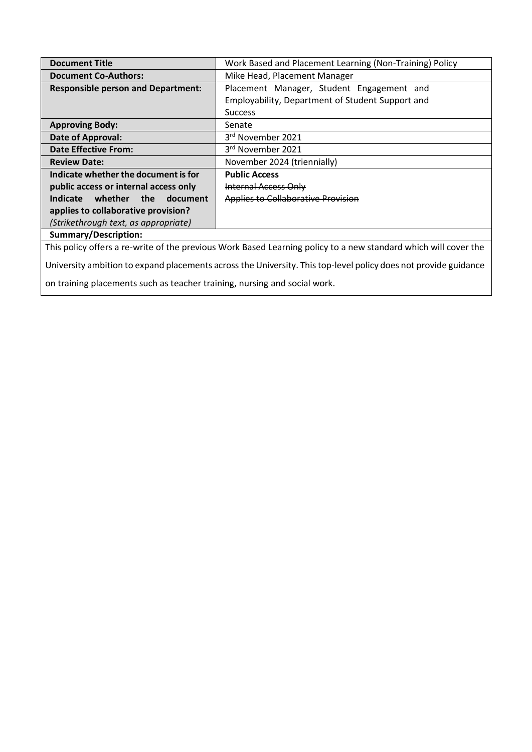| **Document Title** | Work Based and Placement Learning (Non-Training) Policy |
|---|---|
| **Document Co-Authors:** | Mike Head, Placement Manager |
| **Responsible person and Department:** | Placement Manager, Student Engagement and Employability, Department of Student Support and Success |
| **Approving Body:** | Senate |
| **Date of Approval:** | 3rd November 2021 |
| **Date Effective From:** | 3rd November 2021 |
| **Review Date:** | November 2024 (triennially) |
| **Indicate whether the document is for public access or internal access only** **Indicate whether the document applies to collaborative provision?** *(Strikethrough text, as appropriate)* | **Public Access** ~~Internal Access Only~~ ~~Applies to Collaborative Provision~~ |

**Summary/Description:**

This policy offers a re-write of the previous Work Based Learning policy to a new standard which will cover the University ambition to expand placements across the University. This top-level policy does not provide guidance on training placements such as teacher training, nursing and social work.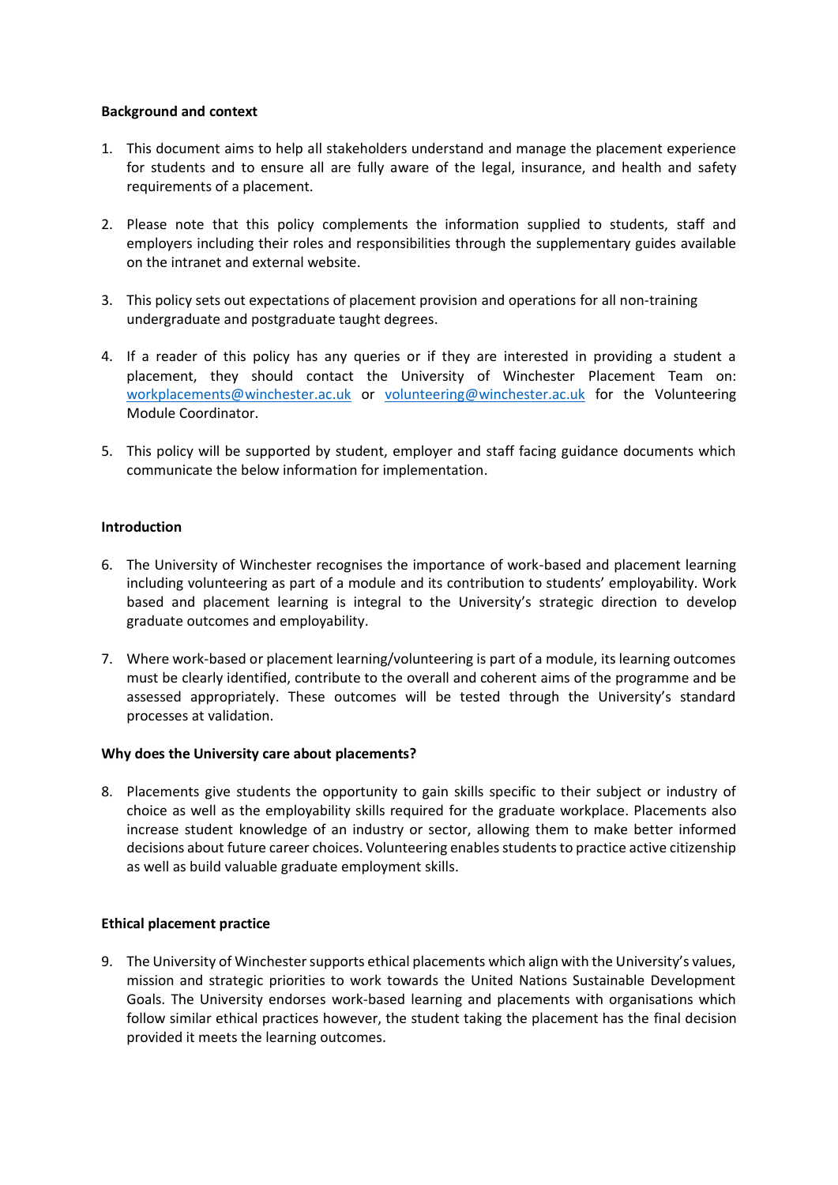**Background and context**

1. This document aims to help all stakeholders understand and manage the placement experience for students and to ensure all are fully aware of the legal, insurance, and health and safety requirements of a placement.

2. Please note that this policy complements the information supplied to students, staff and employers including their roles and responsibilities through the supplementary guides available on the intranet and external website.

3. This policy sets out expectations of placement provision and operations for all non-training undergraduate and postgraduate taught degrees.

4. If a reader of this policy has any queries or if they are interested in providing a student a placement, they should contact the University of Winchester Placement Team on: workplacements@winchester.ac.uk or volunteering@winchester.ac.uk for the Volunteering Module Coordinator.

5. This policy will be supported by student, employer and staff facing guidance documents which communicate the below information for implementation.

**Introduction**

6. The University of Winchester recognises the importance of work-based and placement learning including volunteering as part of a module and its contribution to students' employability. Work based and placement learning is integral to the University's strategic direction to develop graduate outcomes and employability.

7. Where work-based or placement learning/volunteering is part of a module, its learning outcomes must be clearly identified, contribute to the overall and coherent aims of the programme and be assessed appropriately. These outcomes will be tested through the University's standard processes at validation.

**Why does the University care about placements?**

8. Placements give students the opportunity to gain skills specific to their subject or industry of choice as well as the employability skills required for the graduate workplace. Placements also increase student knowledge of an industry or sector, allowing them to make better informed decisions about future career choices. Volunteering enables students to practice active citizenship as well as build valuable graduate employment skills.

**Ethical placement practice**

9. The University of Winchester supports ethical placements which align with the University's values, mission and strategic priorities to work towards the United Nations Sustainable Development Goals. The University endorses work-based learning and placements with organisations which follow similar ethical practices however, the student taking the placement has the final decision provided it meets the learning outcomes.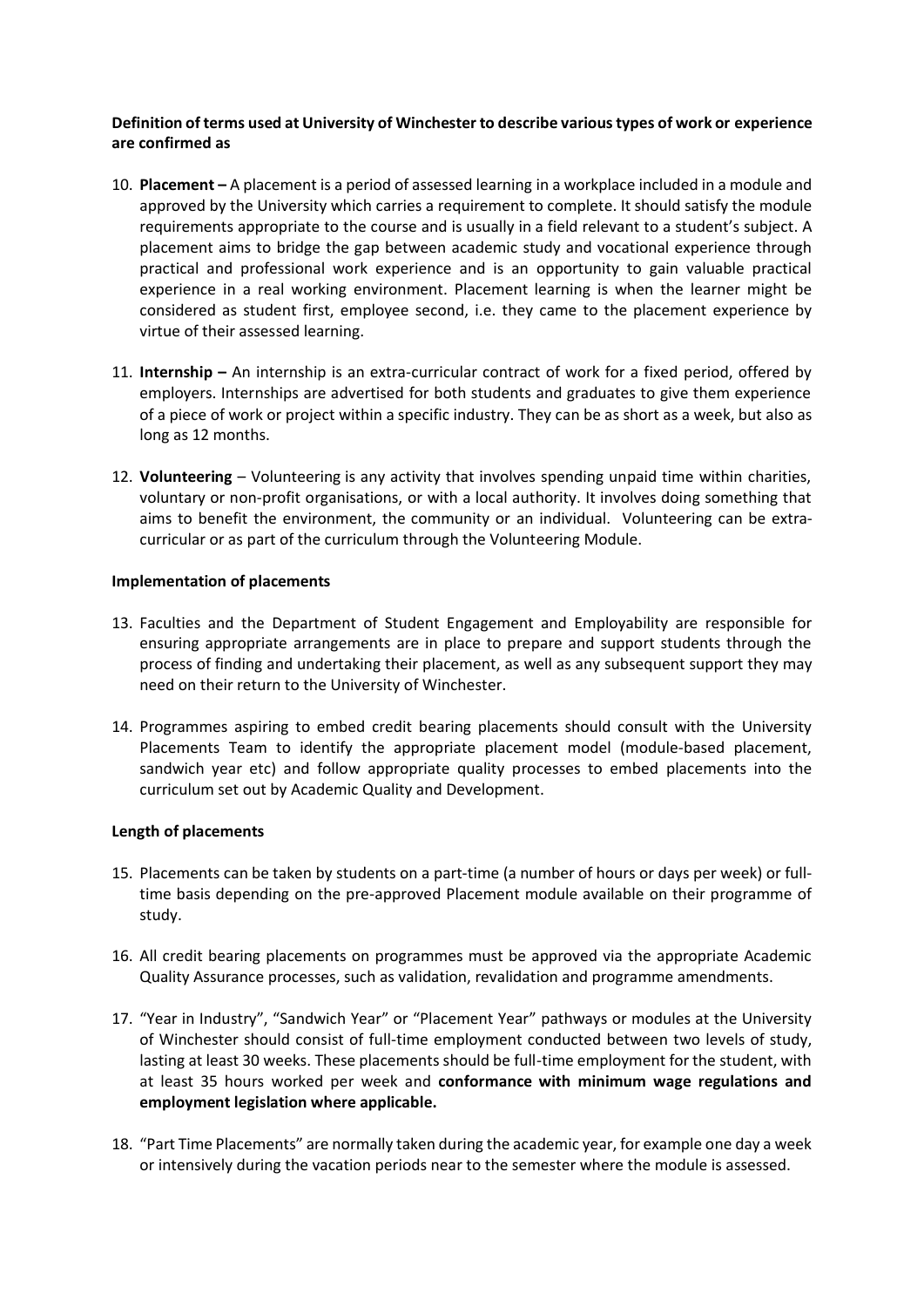**Definition of terms used at University of Winchester to describe various types of work or experience are confirmed as**

10. **Placement –** A placement is a period of assessed learning in a workplace included in a module and approved by the University which carries a requirement to complete. It should satisfy the module requirements appropriate to the course and is usually in a field relevant to a student's subject. A placement aims to bridge the gap between academic study and vocational experience through practical and professional work experience and is an opportunity to gain valuable practical experience in a real working environment. Placement learning is when the learner might be considered as student first, employee second, i.e. they came to the placement experience by virtue of their assessed learning.

11. **Internship –** An internship is an extra-curricular contract of work for a fixed period, offered by employers. Internships are advertised for both students and graduates to give them experience of a piece of work or project within a specific industry. They can be as short as a week, but also as long as 12 months.

12. **Volunteering** – Volunteering is any activity that involves spending unpaid time within charities, voluntary or non-profit organisations, or with a local authority. It involves doing something that aims to benefit the environment, the community or an individual. Volunteering can be extra-curricular or as part of the curriculum through the Volunteering Module.

**Implementation of placements**

13. Faculties and the Department of Student Engagement and Employability are responsible for ensuring appropriate arrangements are in place to prepare and support students through the process of finding and undertaking their placement, as well as any subsequent support they may need on their return to the University of Winchester.

14. Programmes aspiring to embed credit bearing placements should consult with the University Placements Team to identify the appropriate placement model (module-based placement, sandwich year etc) and follow appropriate quality processes to embed placements into the curriculum set out by Academic Quality and Development.

**Length of placements**

15. Placements can be taken by students on a part-time (a number of hours or days per week) or full-time basis depending on the pre-approved Placement module available on their programme of study.

16. All credit bearing placements on programmes must be approved via the appropriate Academic Quality Assurance processes, such as validation, revalidation and programme amendments.

17. "Year in Industry", "Sandwich Year" or "Placement Year" pathways or modules at the University of Winchester should consist of full-time employment conducted between two levels of study, lasting at least 30 weeks. These placements should be full-time employment for the student, with at least 35 hours worked per week and **conformance with minimum wage regulations and employment legislation where applicable.**

18. "Part Time Placements" are normally taken during the academic year, for example one day a week or intensively during the vacation periods near to the semester where the module is assessed.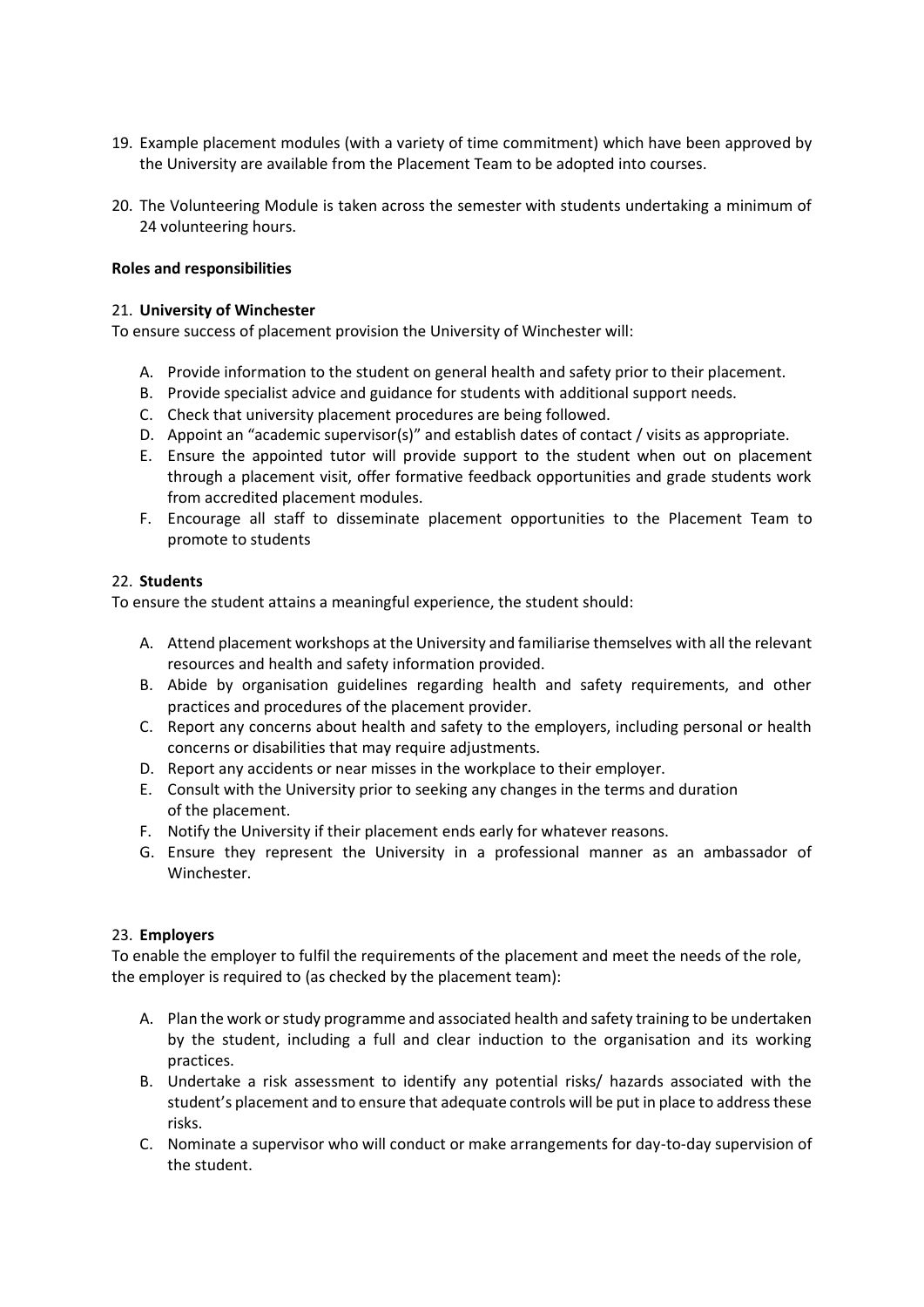19. Example placement modules (with a variety of time commitment) which have been approved by the University are available from the Placement Team to be adopted into courses.

20. The Volunteering Module is taken across the semester with students undertaking a minimum of 24 volunteering hours.

**Roles and responsibilities**

21. **University of Winchester**

To ensure success of placement provision the University of Winchester will:

A. Provide information to the student on general health and safety prior to their placement.
B. Provide specialist advice and guidance for students with additional support needs.
C. Check that university placement procedures are being followed.
D. Appoint an "academic supervisor(s)" and establish dates of contact / visits as appropriate.
E. Ensure the appointed tutor will provide support to the student when out on placement through a placement visit, offer formative feedback opportunities and grade students work from accredited placement modules.
F. Encourage all staff to disseminate placement opportunities to the Placement Team to promote to students

22. **Students**

To ensure the student attains a meaningful experience, the student should:

A. Attend placement workshops at the University and familiarise themselves with all the relevant resources and health and safety information provided.
B. Abide by organisation guidelines regarding health and safety requirements, and other practices and procedures of the placement provider.
C. Report any concerns about health and safety to the employers, including personal or health concerns or disabilities that may require adjustments.
D. Report any accidents or near misses in the workplace to their employer.
E. Consult with the University prior to seeking any changes in the terms and duration of the placement.
F. Notify the University if their placement ends early for whatever reasons.
G. Ensure they represent the University in a professional manner as an ambassador of Winchester.

23. **Employers**

To enable the employer to fulfil the requirements of the placement and meet the needs of the role, the employer is required to (as checked by the placement team):

A. Plan the work or study programme and associated health and safety training to be undertaken by the student, including a full and clear induction to the organisation and its working practices.
B. Undertake a risk assessment to identify any potential risks/ hazards associated with the student's placement and to ensure that adequate controls will be put in place to address these risks.
C. Nominate a supervisor who will conduct or make arrangements for day-to-day supervision of the student.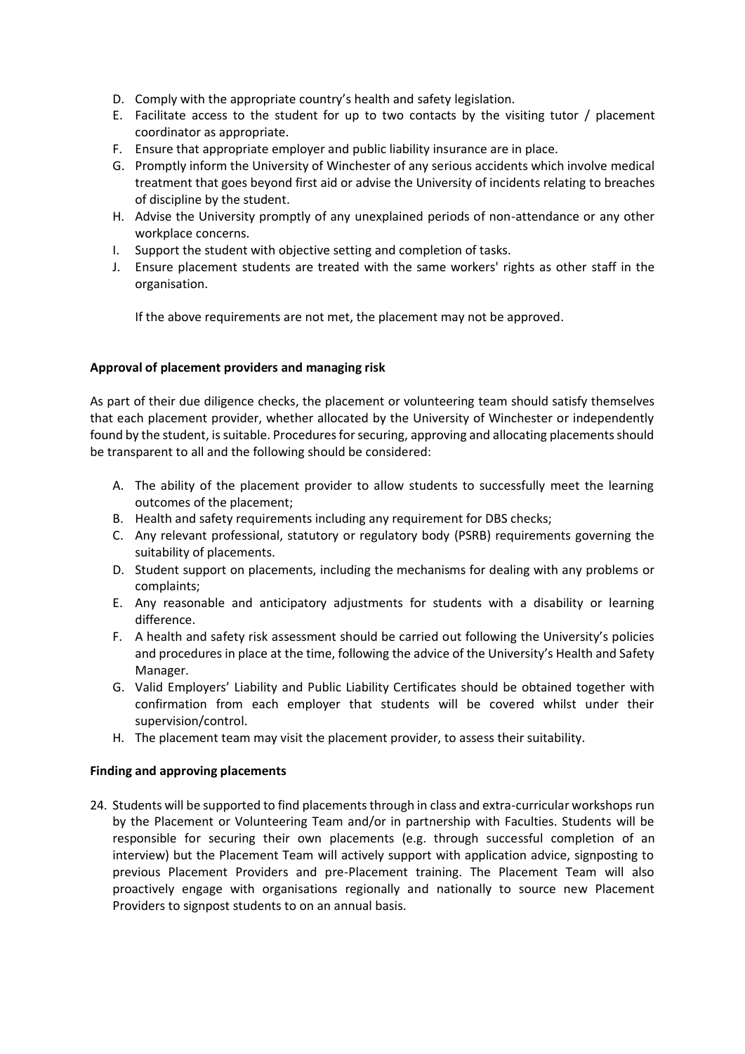D. Comply with the appropriate country's health and safety legislation.
E. Facilitate access to the student for up to two contacts by the visiting tutor / placement coordinator as appropriate.
F. Ensure that appropriate employer and public liability insurance are in place.
G. Promptly inform the University of Winchester of any serious accidents which involve medical treatment that goes beyond first aid or advise the University of incidents relating to breaches of discipline by the student.
H. Advise the University promptly of any unexplained periods of non-attendance or any other workplace concerns.
I. Support the student with objective setting and completion of tasks.
J. Ensure placement students are treated with the same workers' rights as other staff in the organisation.

If the above requirements are not met, the placement may not be approved.

**Approval of placement providers and managing risk**

As part of their due diligence checks, the placement or volunteering team should satisfy themselves that each placement provider, whether allocated by the University of Winchester or independently found by the student, is suitable. Procedures for securing, approving and allocating placements should be transparent to all and the following should be considered:

A. The ability of the placement provider to allow students to successfully meet the learning outcomes of the placement;
B. Health and safety requirements including any requirement for DBS checks;
C. Any relevant professional, statutory or regulatory body (PSRB) requirements governing the suitability of placements.
D. Student support on placements, including the mechanisms for dealing with any problems or complaints;
E. Any reasonable and anticipatory adjustments for students with a disability or learning difference.
F. A health and safety risk assessment should be carried out following the University's policies and procedures in place at the time, following the advice of the University's Health and Safety Manager.
G. Valid Employers' Liability and Public Liability Certificates should be obtained together with confirmation from each employer that students will be covered whilst under their supervision/control.
H. The placement team may visit the placement provider, to assess their suitability.

**Finding and approving placements**

24. Students will be supported to find placements through in class and extra-curricular workshops run by the Placement or Volunteering Team and/or in partnership with Faculties. Students will be responsible for securing their own placements (e.g. through successful completion of an interview) but the Placement Team will actively support with application advice, signposting to previous Placement Providers and pre-Placement training. The Placement Team will also proactively engage with organisations regionally and nationally to source new Placement Providers to signpost students to on an annual basis.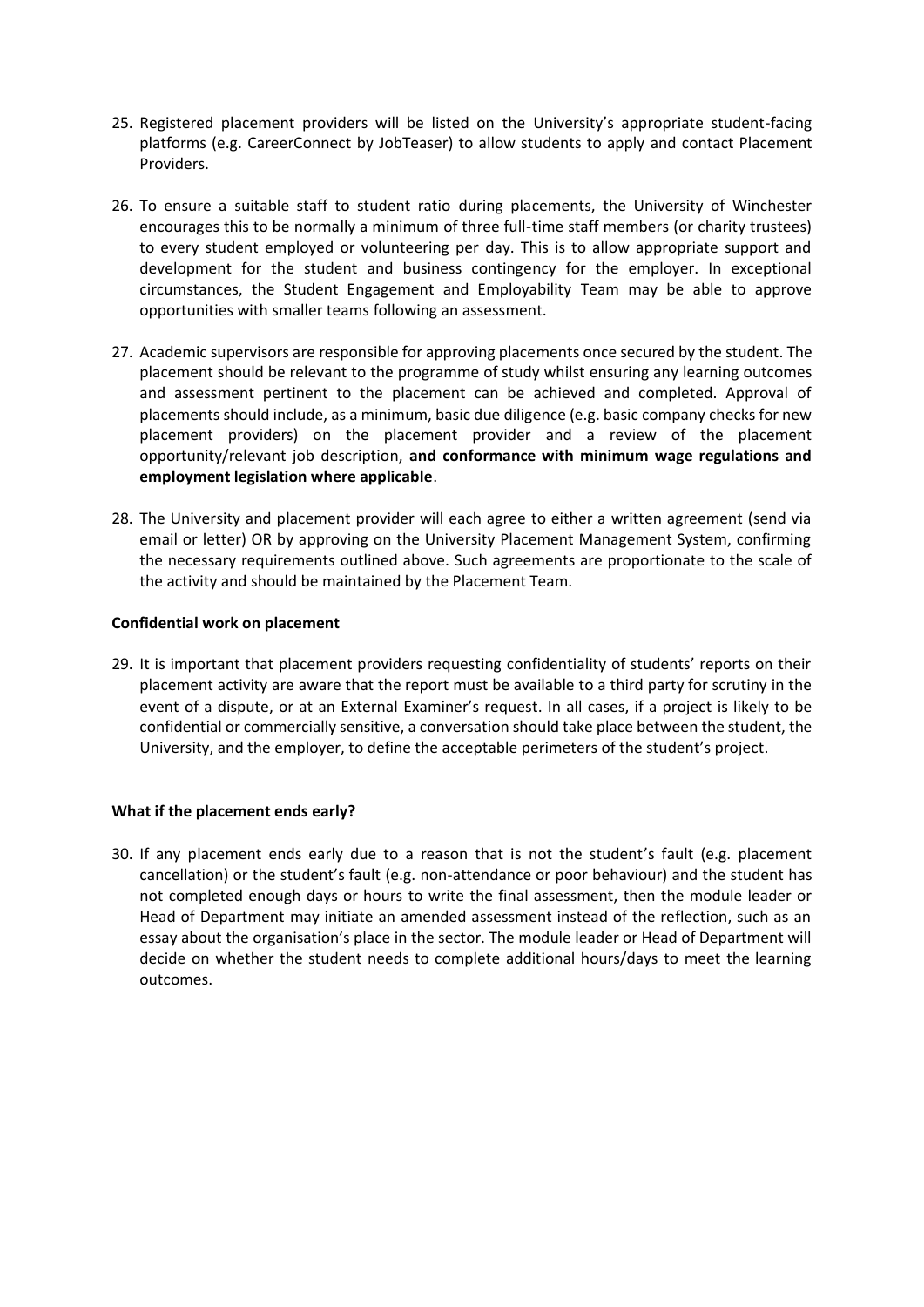25. Registered placement providers will be listed on the University's appropriate student-facing platforms (e.g. CareerConnect by JobTeaser) to allow students to apply and contact Placement Providers.

26. To ensure a suitable staff to student ratio during placements, the University of Winchester encourages this to be normally a minimum of three full-time staff members (or charity trustees) to every student employed or volunteering per day. This is to allow appropriate support and development for the student and business contingency for the employer. In exceptional circumstances, the Student Engagement and Employability Team may be able to approve opportunities with smaller teams following an assessment.

27. Academic supervisors are responsible for approving placements once secured by the student. The placement should be relevant to the programme of study whilst ensuring any learning outcomes and assessment pertinent to the placement can be achieved and completed. Approval of placements should include, as a minimum, basic due diligence (e.g. basic company checks for new placement providers) on the placement provider and a review of the placement opportunity/relevant job description, **and conformance with minimum wage regulations and employment legislation where applicable**.

28. The University and placement provider will each agree to either a written agreement (send via email or letter) OR by approving on the University Placement Management System, confirming the necessary requirements outlined above. Such agreements are proportionate to the scale of the activity and should be maintained by the Placement Team.

**Confidential work on placement**

29. It is important that placement providers requesting confidentiality of students' reports on their placement activity are aware that the report must be available to a third party for scrutiny in the event of a dispute, or at an External Examiner's request. In all cases, if a project is likely to be confidential or commercially sensitive, a conversation should take place between the student, the University, and the employer, to define the acceptable perimeters of the student's project.

**What if the placement ends early?**

30. If any placement ends early due to a reason that is not the student's fault (e.g. placement cancellation) or the student's fault (e.g. non-attendance or poor behaviour) and the student has not completed enough days or hours to write the final assessment, then the module leader or Head of Department may initiate an amended assessment instead of the reflection, such as an essay about the organisation's place in the sector. The module leader or Head of Department will decide on whether the student needs to complete additional hours/days to meet the learning outcomes.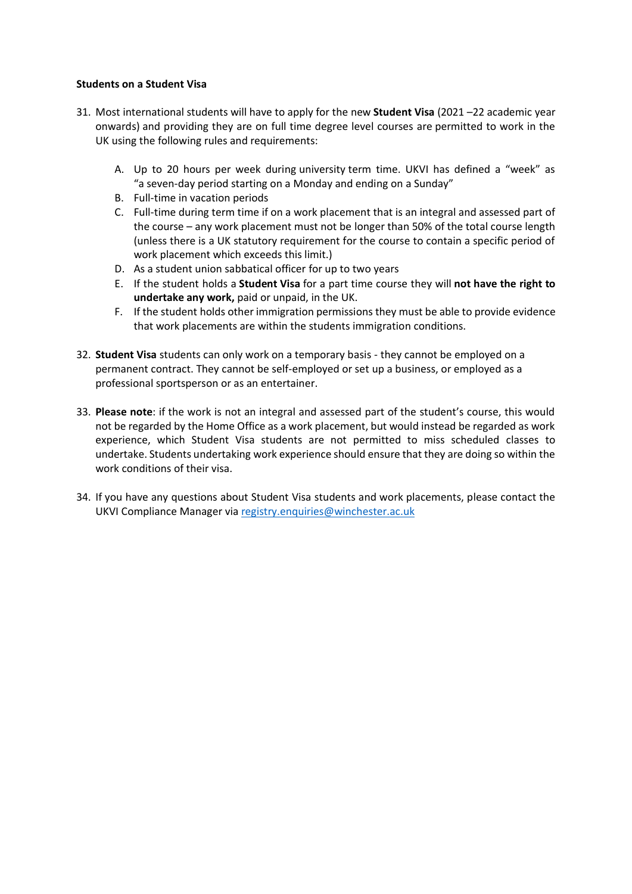**Students on a Student Visa**

31. Most international students will have to apply for the new **Student Visa** (2021 –22 academic year onwards) and providing they are on full time degree level courses are permitted to work in the UK using the following rules and requirements:

    A. Up to 20 hours per week during university term time. UKVI has defined a "week" as "a seven-day period starting on a Monday and ending on a Sunday"
    B. Full-time in vacation periods
    C. Full-time during term time if on a work placement that is an integral and assessed part of the course – any work placement must not be longer than 50% of the total course length (unless there is a UK statutory requirement for the course to contain a specific period of work placement which exceeds this limit.)
    D. As a student union sabbatical officer for up to two years
    E. If the student holds a **Student Visa** for a part time course they will **not have the right to undertake any work,** paid or unpaid, in the UK.
    F. If the student holds other immigration permissions they must be able to provide evidence that work placements are within the students immigration conditions.

32. **Student Visa** students can only work on a temporary basis - they cannot be employed on a permanent contract. They cannot be self-employed or set up a business, or employed as a professional sportsperson or as an entertainer.

33. **Please note**: if the work is not an integral and assessed part of the student's course, this would not be regarded by the Home Office as a work placement, but would instead be regarded as work experience, which Student Visa students are not permitted to miss scheduled classes to undertake. Students undertaking work experience should ensure that they are doing so within the work conditions of their visa.

34. If you have any questions about Student Visa students and work placements, please contact the UKVI Compliance Manager via [registry.enquiries@winchester.ac.uk](mailto:registry.enquiries@winchester.ac.uk)